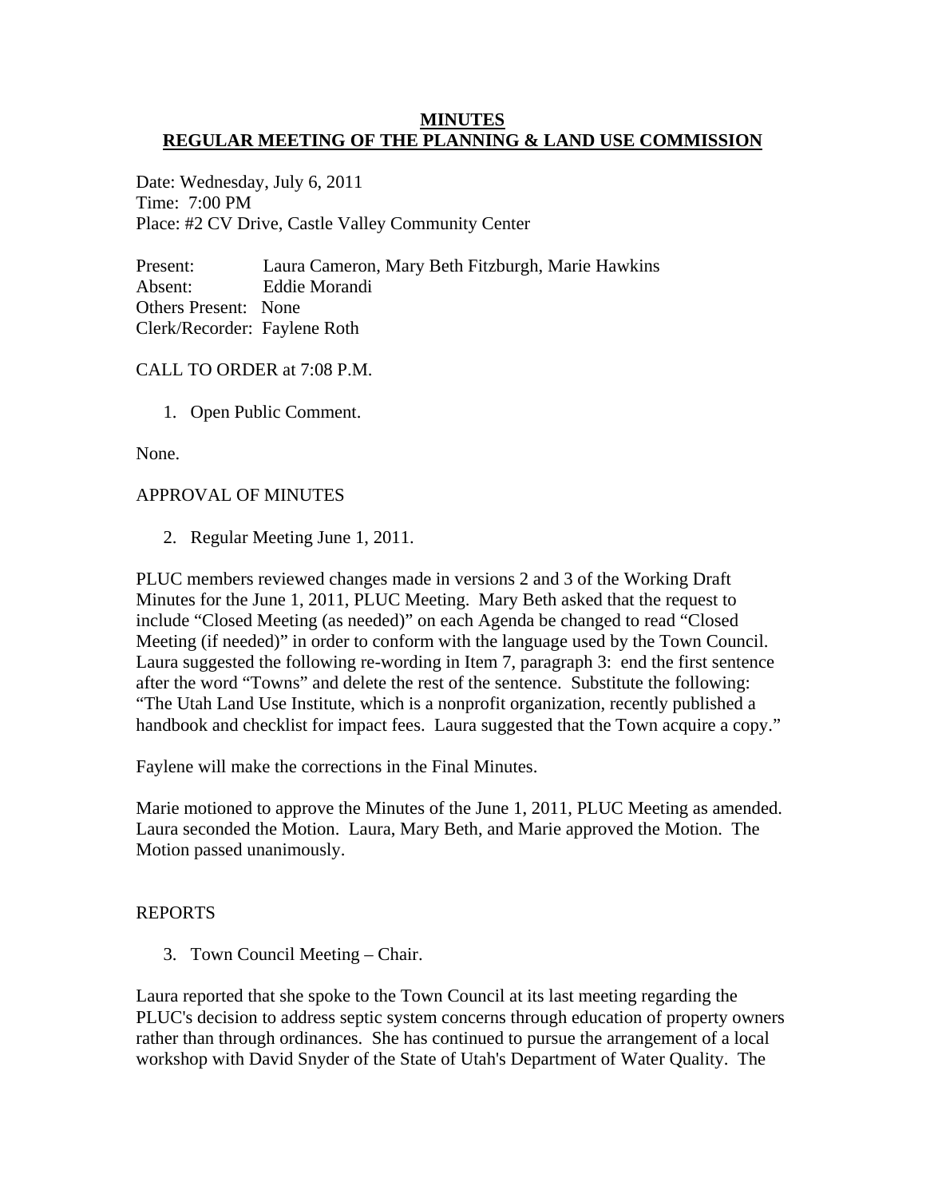**MINUTES**
**REGULAR MEETING OF THE PLANNING & LAND USE COMMISSION**

Date: Wednesday, July 6, 2011
Time: 7:00 PM
Place: #2 CV Drive, Castle Valley Community Center

Present: Laura Cameron, Mary Beth Fitzburgh, Marie Hawkins
Absent: Eddie Morandi
Others Present: None
Clerk/Recorder: Faylene Roth

CALL TO ORDER at 7:08 P.M.

1. Open Public Comment.

None.

APPROVAL OF MINUTES

2. Regular Meeting June 1, 2011.

PLUC members reviewed changes made in versions 2 and 3 of the Working Draft Minutes for the June 1, 2011, PLUC Meeting. Mary Beth asked that the request to include "Closed Meeting (as needed)" on each Agenda be changed to read "Closed Meeting (if needed)" in order to conform with the language used by the Town Council. Laura suggested the following re-wording in Item 7, paragraph 3: end the first sentence after the word "Towns" and delete the rest of the sentence. Substitute the following: "The Utah Land Use Institute, which is a nonprofit organization, recently published a handbook and checklist for impact fees. Laura suggested that the Town acquire a copy."

Faylene will make the corrections in the Final Minutes.

Marie motioned to approve the Minutes of the June 1, 2011, PLUC Meeting as amended. Laura seconded the Motion. Laura, Mary Beth, and Marie approved the Motion. The Motion passed unanimously.

REPORTS

3. Town Council Meeting – Chair.

Laura reported that she spoke to the Town Council at its last meeting regarding the PLUC's decision to address septic system concerns through education of property owners rather than through ordinances. She has continued to pursue the arrangement of a local workshop with David Snyder of the State of Utah's Department of Water Quality. The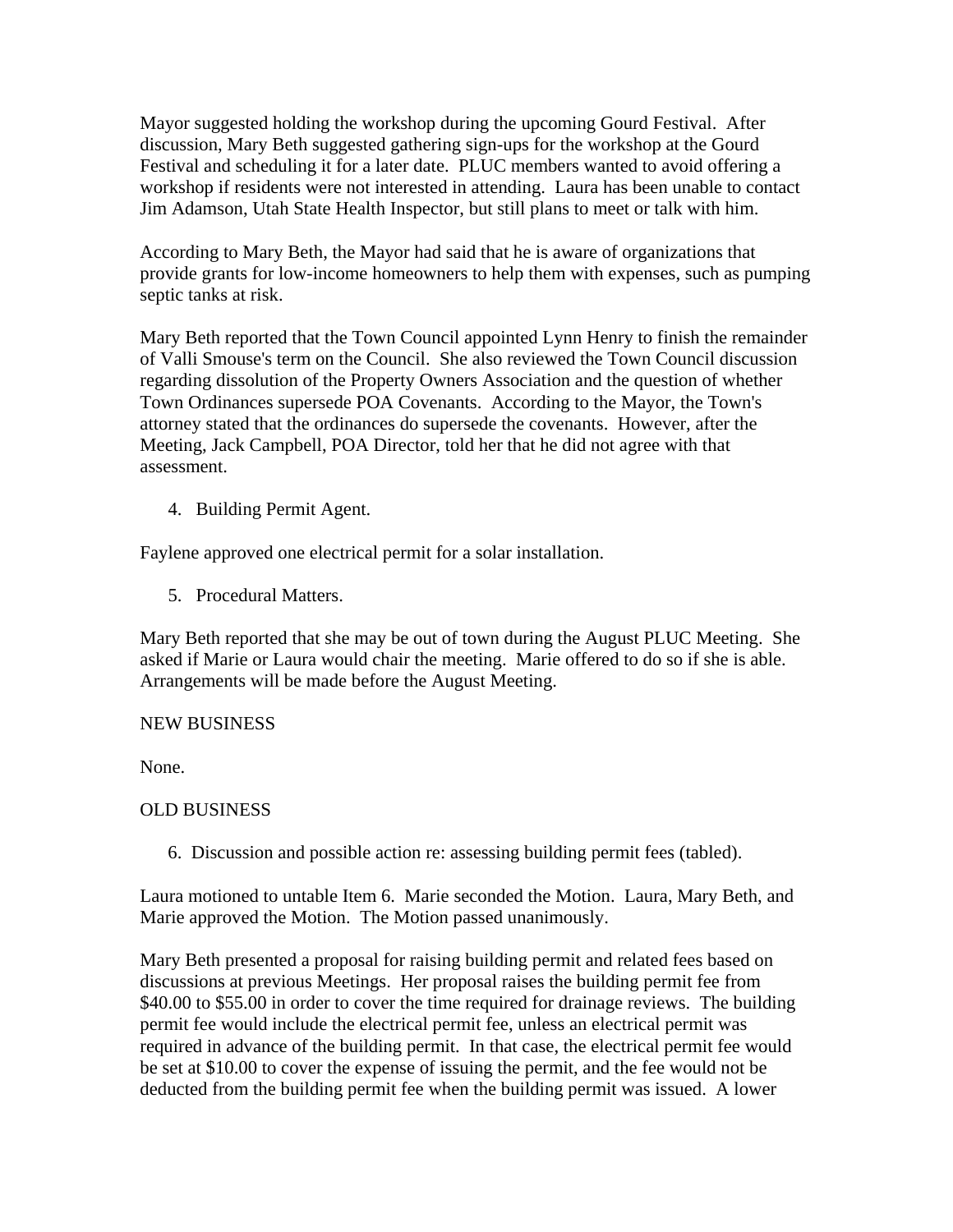Mayor suggested holding the workshop during the upcoming Gourd Festival. After discussion, Mary Beth suggested gathering sign-ups for the workshop at the Gourd Festival and scheduling it for a later date. PLUC members wanted to avoid offering a workshop if residents were not interested in attending. Laura has been unable to contact Jim Adamson, Utah State Health Inspector, but still plans to meet or talk with him.

According to Mary Beth, the Mayor had said that he is aware of organizations that provide grants for low-income homeowners to help them with expenses, such as pumping septic tanks at risk.

Mary Beth reported that the Town Council appointed Lynn Henry to finish the remainder of Valli Smouse's term on the Council. She also reviewed the Town Council discussion regarding dissolution of the Property Owners Association and the question of whether Town Ordinances supersede POA Covenants. According to the Mayor, the Town's attorney stated that the ordinances do supersede the covenants. However, after the Meeting, Jack Campbell, POA Director, told her that he did not agree with that assessment.

4. Building Permit Agent.

Faylene approved one electrical permit for a solar installation.

5. Procedural Matters.

Mary Beth reported that she may be out of town during the August PLUC Meeting. She asked if Marie or Laura would chair the meeting. Marie offered to do so if she is able. Arrangements will be made before the August Meeting.

NEW BUSINESS

None.

OLD BUSINESS

6. Discussion and possible action re: assessing building permit fees (tabled).

Laura motioned to untable Item 6. Marie seconded the Motion. Laura, Mary Beth, and Marie approved the Motion. The Motion passed unanimously.

Mary Beth presented a proposal for raising building permit and related fees based on discussions at previous Meetings. Her proposal raises the building permit fee from $40.00 to $55.00 in order to cover the time required for drainage reviews. The building permit fee would include the electrical permit fee, unless an electrical permit was required in advance of the building permit. In that case, the electrical permit fee would be set at $10.00 to cover the expense of issuing the permit, and the fee would not be deducted from the building permit fee when the building permit was issued. A lower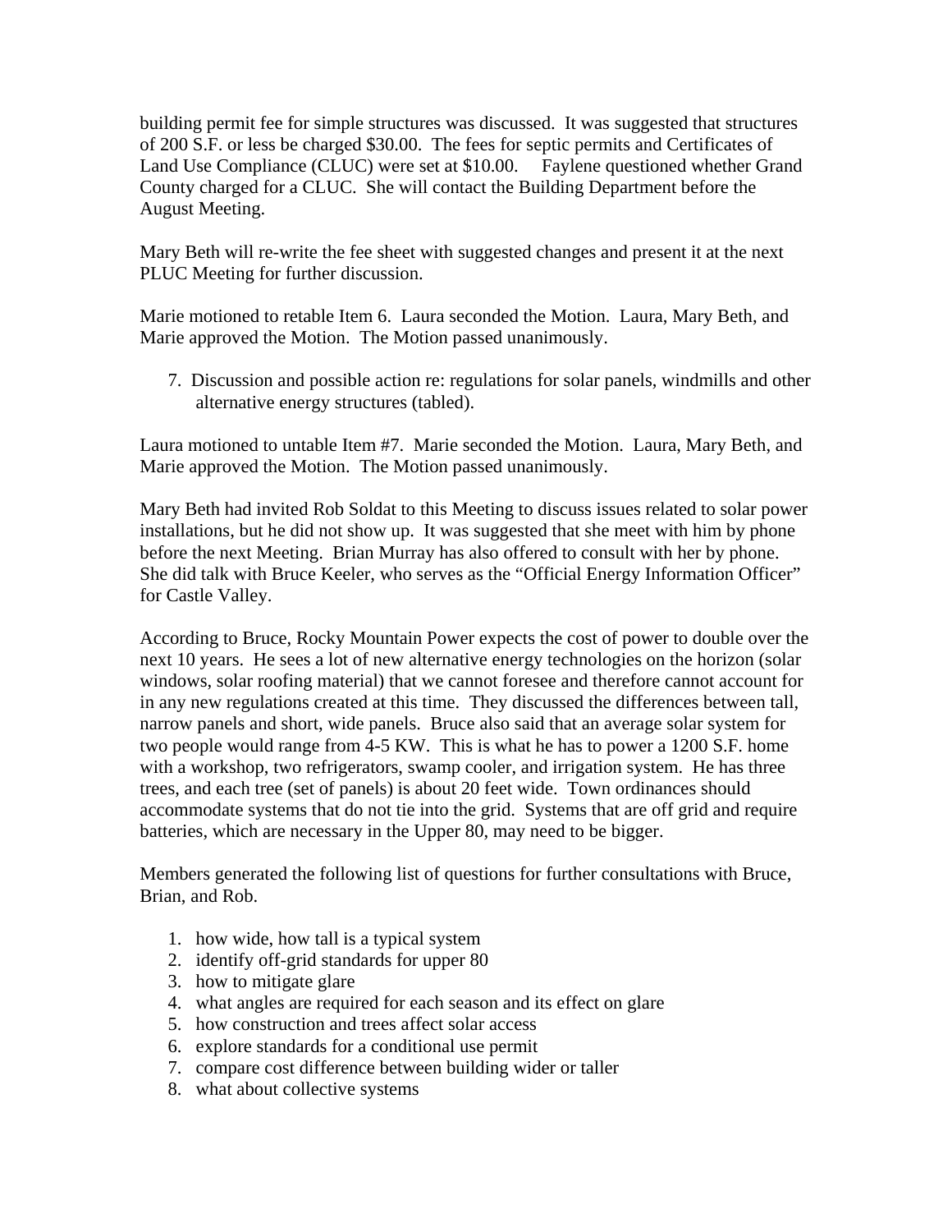building permit fee for simple structures was discussed. It was suggested that structures of 200 S.F. or less be charged $30.00. The fees for septic permits and Certificates of Land Use Compliance (CLUC) were set at $10.00. Faylene questioned whether Grand County charged for a CLUC. She will contact the Building Department before the August Meeting.

Mary Beth will re-write the fee sheet with suggested changes and present it at the next PLUC Meeting for further discussion.

Marie motioned to retable Item 6. Laura seconded the Motion. Laura, Mary Beth, and Marie approved the Motion. The Motion passed unanimously.

7. Discussion and possible action re: regulations for solar panels, windmills and other alternative energy structures (tabled).

Laura motioned to untable Item #7. Marie seconded the Motion. Laura, Mary Beth, and Marie approved the Motion. The Motion passed unanimously.

Mary Beth had invited Rob Soldat to this Meeting to discuss issues related to solar power installations, but he did not show up. It was suggested that she meet with him by phone before the next Meeting. Brian Murray has also offered to consult with her by phone. She did talk with Bruce Keeler, who serves as the "Official Energy Information Officer" for Castle Valley.

According to Bruce, Rocky Mountain Power expects the cost of power to double over the next 10 years. He sees a lot of new alternative energy technologies on the horizon (solar windows, solar roofing material) that we cannot foresee and therefore cannot account for in any new regulations created at this time. They discussed the differences between tall, narrow panels and short, wide panels. Bruce also said that an average solar system for two people would range from 4-5 KW. This is what he has to power a 1200 S.F. home with a workshop, two refrigerators, swamp cooler, and irrigation system. He has three trees, and each tree (set of panels) is about 20 feet wide. Town ordinances should accommodate systems that do not tie into the grid. Systems that are off grid and require batteries, which are necessary in the Upper 80, may need to be bigger.

Members generated the following list of questions for further consultations with Bruce, Brian, and Rob.

1. how wide, how tall is a typical system
2. identify off-grid standards for upper 80
3. how to mitigate glare
4. what angles are required for each season and its effect on glare
5. how construction and trees affect solar access
6. explore standards for a conditional use permit
7. compare cost difference between building wider or taller
8. what about collective systems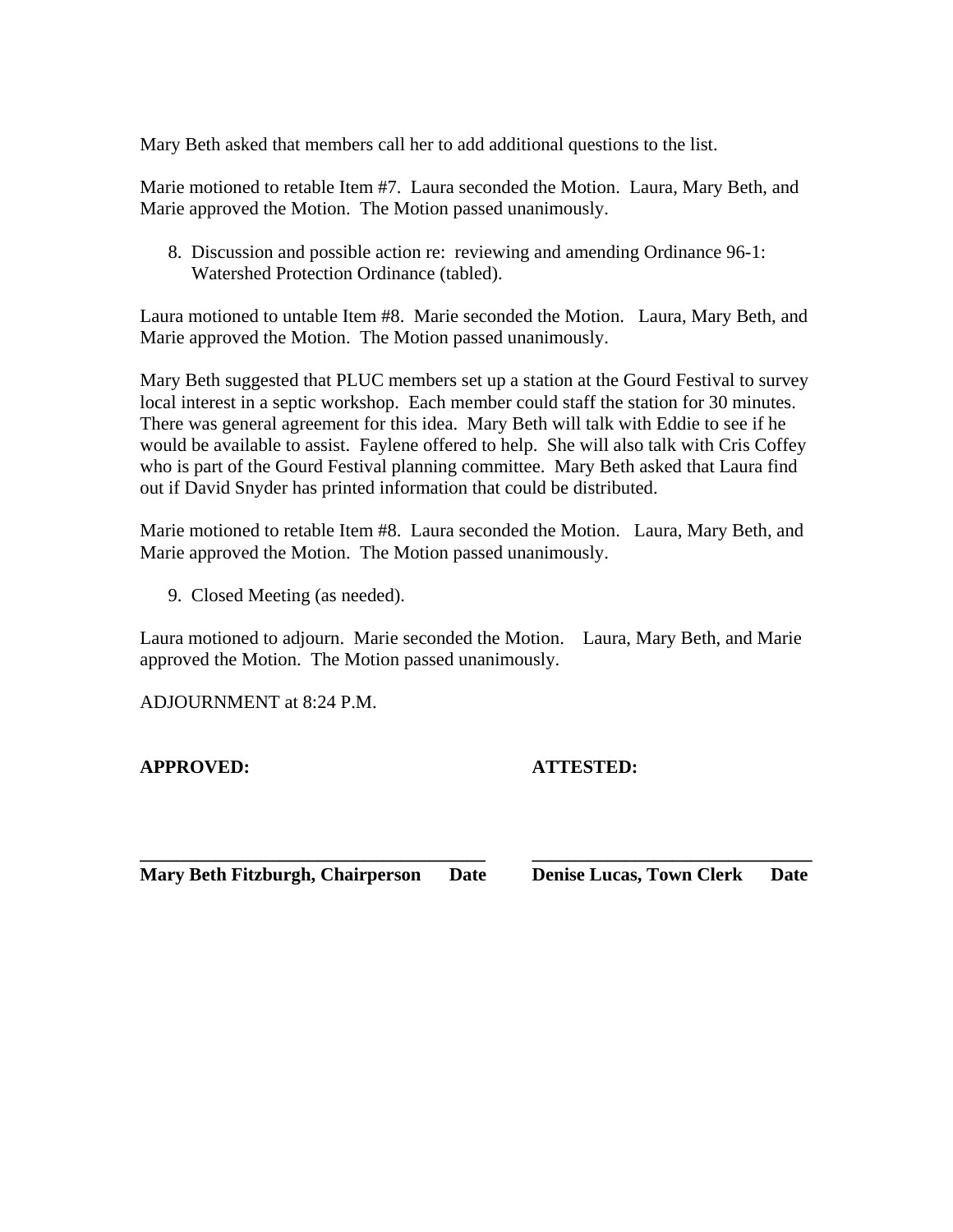Mary Beth asked that members call her to add additional questions to the list.

Marie motioned to retable Item #7. Laura seconded the Motion. Laura, Mary Beth, and Marie approved the Motion. The Motion passed unanimously.

8. Discussion and possible action re: reviewing and amending Ordinance 96-1: Watershed Protection Ordinance (tabled).

Laura motioned to untable Item #8. Marie seconded the Motion. Laura, Mary Beth, and Marie approved the Motion. The Motion passed unanimously.

Mary Beth suggested that PLUC members set up a station at the Gourd Festival to survey local interest in a septic workshop. Each member could staff the station for 30 minutes. There was general agreement for this idea. Mary Beth will talk with Eddie to see if he would be available to assist. Faylene offered to help. She will also talk with Cris Coffey who is part of the Gourd Festival planning committee. Mary Beth asked that Laura find out if David Snyder has printed information that could be distributed.

Marie motioned to retable Item #8. Laura seconded the Motion. Laura, Mary Beth, and Marie approved the Motion. The Motion passed unanimously.

9. Closed Meeting (as needed).

Laura motioned to adjourn. Marie seconded the Motion. Laura, Mary Beth, and Marie approved the Motion. The Motion passed unanimously.

ADJOURNMENT at 8:24 P.M.

**APPROVED:** **ATTESTED:**

**\_\_\_\_\_\_\_\_\_\_\_\_\_\_\_\_\_\_\_\_\_\_\_\_\_\_\_\_\_\_\_\_\_\_\_\_\_\_** **\_\_\_\_\_\_\_\_\_\_\_\_\_\_\_\_\_\_\_\_\_\_\_\_\_\_\_\_\_\_\_\_**

**Mary Beth Fitzburgh, Chairperson Date** **Denise Lucas, Town Clerk Date**